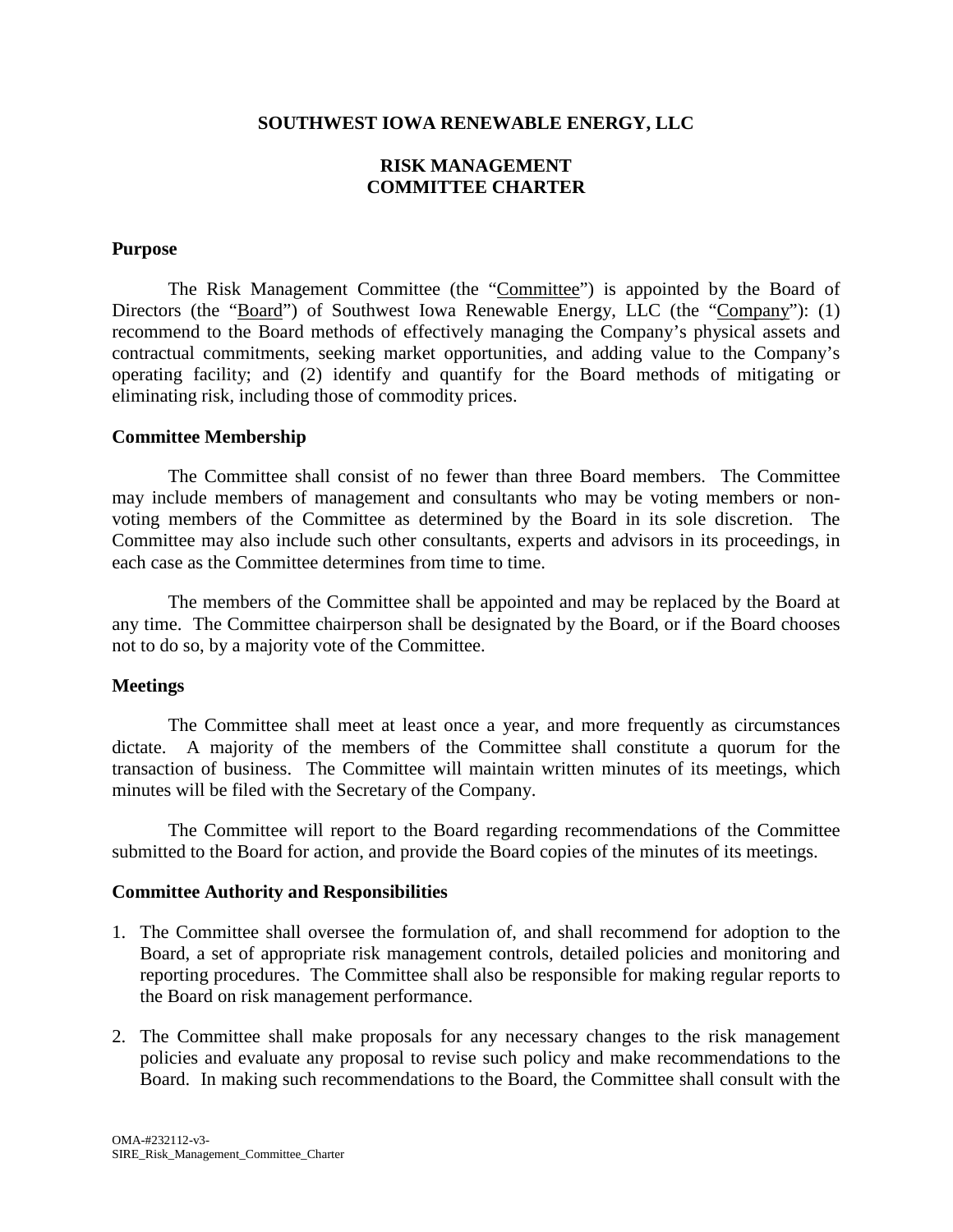**SOUTHWEST IOWA RENEWABLE ENERGY, LLC**

# RISK MANAGEMENT COMMITTEE CHARTER

## Purpose

The Risk Management Committee (the "Committee") is appointed by the Board of Directors (the "Board") of Southwest Iowa Renewable Energy, LLC (the "Company"): (1) recommend to the Board methods of effectively managing the Company's physical assets and contractual commitments, seeking market opportunities, and adding value to the Company's operating facility; and (2) identify and quantify for the Board methods of mitigating or eliminating risk, including those of commodity prices.

## Committee Membership

The Committee shall consist of no fewer than three Board members. The Committee may include members of management and consultants who may be voting members or non-voting members of the Committee as determined by the Board in its sole discretion. The Committee may also include such other consultants, experts and advisors in its proceedings, in each case as the Committee determines from time to time.

The members of the Committee shall be appointed and may be replaced by the Board at any time. The Committee chairperson shall be designated by the Board, or if the Board chooses not to do so, by a majority vote of the Committee.

## Meetings

The Committee shall meet at least once a year, and more frequently as circumstances dictate. A majority of the members of the Committee shall constitute a quorum for the transaction of business. The Committee will maintain written minutes of its meetings, which minutes will be filed with the Secretary of the Company.

The Committee will report to the Board regarding recommendations of the Committee submitted to the Board for action, and provide the Board copies of the minutes of its meetings.

## Committee Authority and Responsibilities

1. The Committee shall oversee the formulation of, and shall recommend for adoption to the Board, a set of appropriate risk management controls, detailed policies and monitoring and reporting procedures. The Committee shall also be responsible for making regular reports to the Board on risk management performance.

2. The Committee shall make proposals for any necessary changes to the risk management policies and evaluate any proposal to revise such policy and make recommendations to the Board. In making such recommendations to the Board, the Committee shall consult with the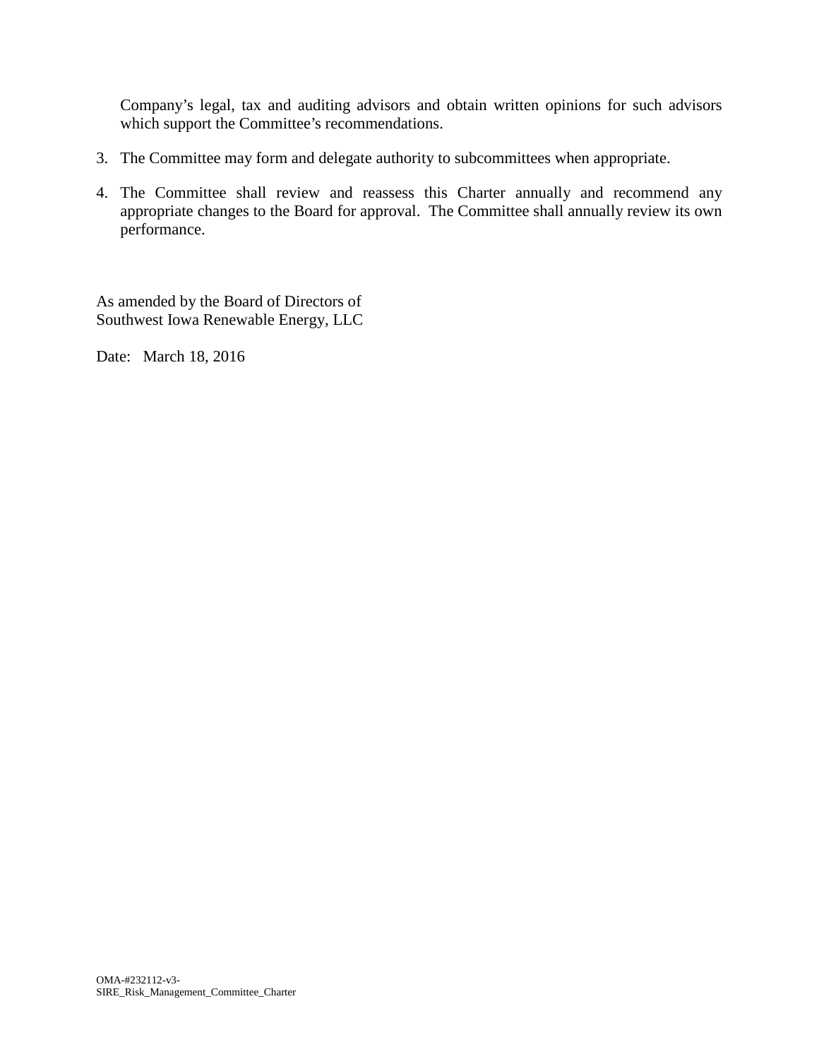Company's legal, tax and auditing advisors and obtain written opinions for such advisors which support the Committee's recommendations.

3. The Committee may form and delegate authority to subcommittees when appropriate.

4. The Committee shall review and reassess this Charter annually and recommend any appropriate changes to the Board for approval. The Committee shall annually review its own performance.

As amended by the Board of Directors of
Southwest Iowa Renewable Energy, LLC

Date: March 18, 2016

OMA-#232112-v3-
SIRE_Risk_Management_Committee_Charter